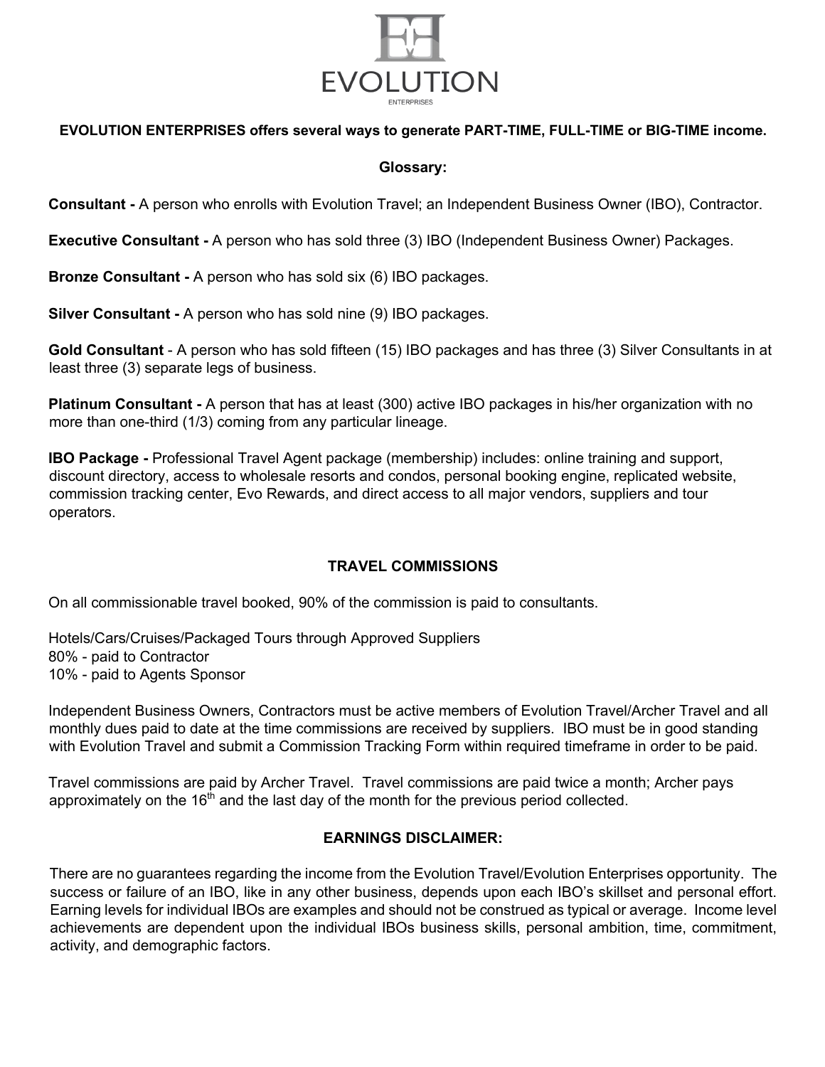# EVOLUTION

ENTERPRISES

**EVOLUTION ENTERPRISES offers several ways to generate PART-TIME, FULL-TIME or BIG-TIME income.**

**Glossary:**

**Consultant -** A person who enrolls with Evolution Travel; an Independent Business Owner (IBO), Contractor.

**Executive Consultant -** A person who has sold three (3) IBO (Independent Business Owner) Packages.

**Bronze Consultant -** A person who has sold six (6) IBO packages.

**Silver Consultant -** A person who has sold nine (9) IBO packages.

**Gold Consultant** - A person who has sold fifteen (15) IBO packages and has three (3) Silver Consultants in at least three (3) separate legs of business.

**Platinum Consultant -** A person that has at least (300) active IBO packages in his/her organization with no more than one-third (1/3) coming from any particular lineage.

**IBO Package -** Professional Travel Agent package (membership) includes: online training and support, discount directory, access to wholesale resorts and condos, personal booking engine, replicated website, commission tracking center, Evo Rewards, and direct access to all major vendors, suppliers and tour operators.

## TRAVEL COMMISSIONS

On all commissionable travel booked, 90% of the commission is paid to consultants.

Hotels/Cars/Cruises/Packaged Tours through Approved Suppliers
80% - paid to Contractor
10% - paid to Agents Sponsor

Independent Business Owners, Contractors must be active members of Evolution Travel/Archer Travel and all monthly dues paid to date at the time commissions are received by suppliers. IBO must be in good standing with Evolution Travel and submit a Commission Tracking Form within required timeframe in order to be paid.

Travel commissions are paid by Archer Travel. Travel commissions are paid twice a month; Archer pays approximately on the 16th and the last day of the month for the previous period collected.

## EARNINGS DISCLAIMER:

There are no guarantees regarding the income from the Evolution Travel/Evolution Enterprises opportunity. The success or failure of an IBO, like in any other business, depends upon each IBO's skillset and personal effort. Earning levels for individual IBOs are examples and should not be construed as typical or average. Income level achievements are dependent upon the individual IBOs business skills, personal ambition, time, commitment, activity, and demographic factors.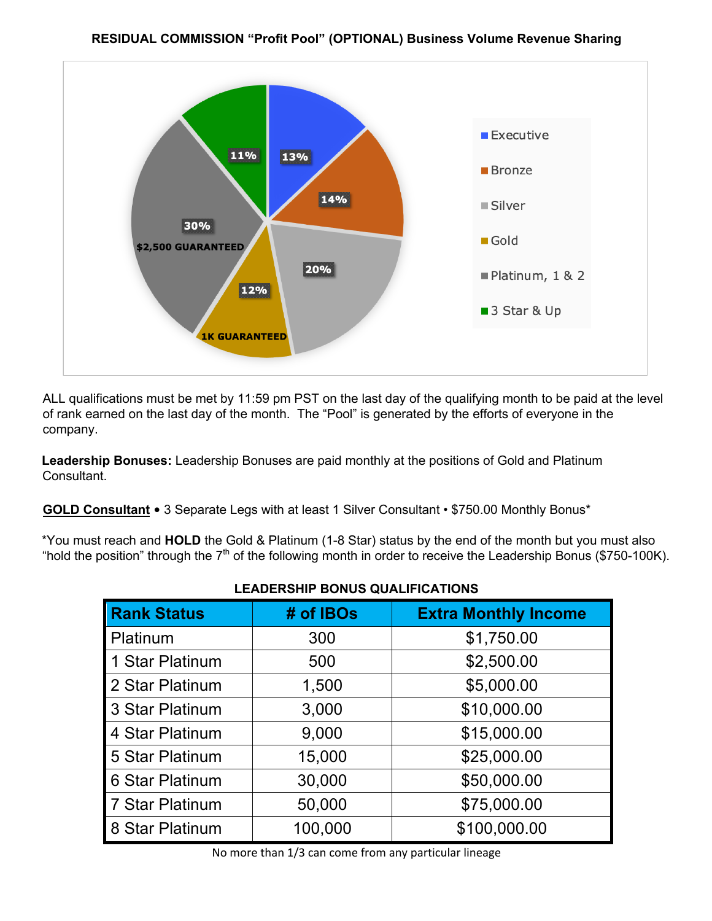**RESIDUAL COMMISSION "Profit Pool" (OPTIONAL) Business Volume Revenue Sharing**

| Rank | Share |
| --- | --- |
| Executive | 13% |
| Bronze | 14% |
| Silver | 20% |
| Gold | 12% (1K GUARANTEED) |
| Platinum, 1 & 2 | 30% ($2,500 GUARANTEED) |
| 3 Star & Up | 11% |

ALL qualifications must be met by 11:59 pm PST on the last day of the qualifying month to be paid at the level of rank earned on the last day of the month. The "Pool" is generated by the efforts of everyone in the company.

**Leadership Bonuses:** Leadership Bonuses are paid monthly at the positions of Gold and Platinum Consultant.

**GOLD Consultant** • 3 Separate Legs with at least 1 Silver Consultant • $750.00 Monthly Bonus*

*You must reach and **HOLD** the Gold & Platinum (1-8 Star) status by the end of the month but you must also "hold the position" through the 7th of the following month in order to receive the Leadership Bonus ($750-100K).

**LEADERSHIP BONUS QUALIFICATIONS**

| Rank Status | # of IBOs | Extra Monthly Income |
| --- | --- | --- |
| Platinum | 300 | $1,750.00 |
| 1 Star Platinum | 500 | $2,500.00 |
| 2 Star Platinum | 1,500 | $5,000.00 |
| 3 Star Platinum | 3,000 | $10,000.00 |
| 4 Star Platinum | 9,000 | $15,000.00 |
| 5 Star Platinum | 15,000 | $25,000.00 |
| 6 Star Platinum | 30,000 | $50,000.00 |
| 7 Star Platinum | 50,000 | $75,000.00 |
| 8 Star Platinum | 100,000 | $100,000.00 |

No more than 1/3 can come from any particular lineage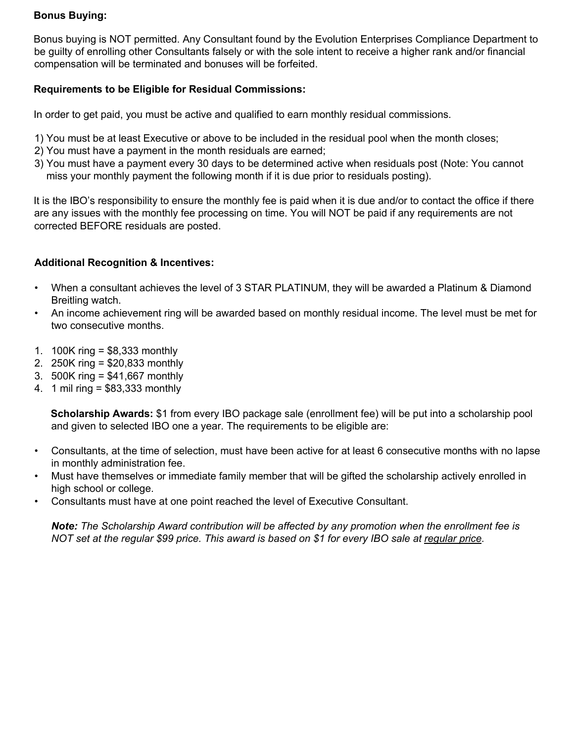**Bonus Buying:**

Bonus buying is NOT permitted. Any Consultant found by the Evolution Enterprises Compliance Department to be guilty of enrolling other Consultants falsely or with the sole intent to receive a higher rank and/or financial compensation will be terminated and bonuses will be forfeited.

**Requirements to be Eligible for Residual Commissions:**

In order to get paid, you must be active and qualified to earn monthly residual commissions.

1) You must be at least Executive or above to be included in the residual pool when the month closes;
2) You must have a payment in the month residuals are earned;
3) You must have a payment every 30 days to be determined active when residuals post (Note: You cannot miss your monthly payment the following month if it is due prior to residuals posting).

It is the IBO's responsibility to ensure the monthly fee is paid when it is due and/or to contact the office if there are any issues with the monthly fee processing on time. You will NOT be paid if any requirements are not corrected BEFORE residuals are posted.

**Additional Recognition & Incentives:**

- When a consultant achieves the level of 3 STAR PLATINUM, they will be awarded a Platinum & Diamond Breitling watch.
- An income achievement ring will be awarded based on monthly residual income. The level must be met for two consecutive months.

1. 100K ring = $8,333 monthly
2. 250K ring = $20,833 monthly
3. 500K ring = $41,667 monthly
4. 1 mil ring = $83,333 monthly

**Scholarship Awards:** $1 from every IBO package sale (enrollment fee) will be put into a scholarship pool and given to selected IBO one a year. The requirements to be eligible are:

- Consultants, at the time of selection, must have been active for at least 6 consecutive months with no lapse in monthly administration fee.
- Must have themselves or immediate family member that will be gifted the scholarship actively enrolled in high school or college.
- Consultants must have at one point reached the level of Executive Consultant.

***Note:*** *The Scholarship Award contribution will be affected by any promotion when the enrollment fee is NOT set at the regular $99 price. This award is based on $1 for every IBO sale at regular price.*